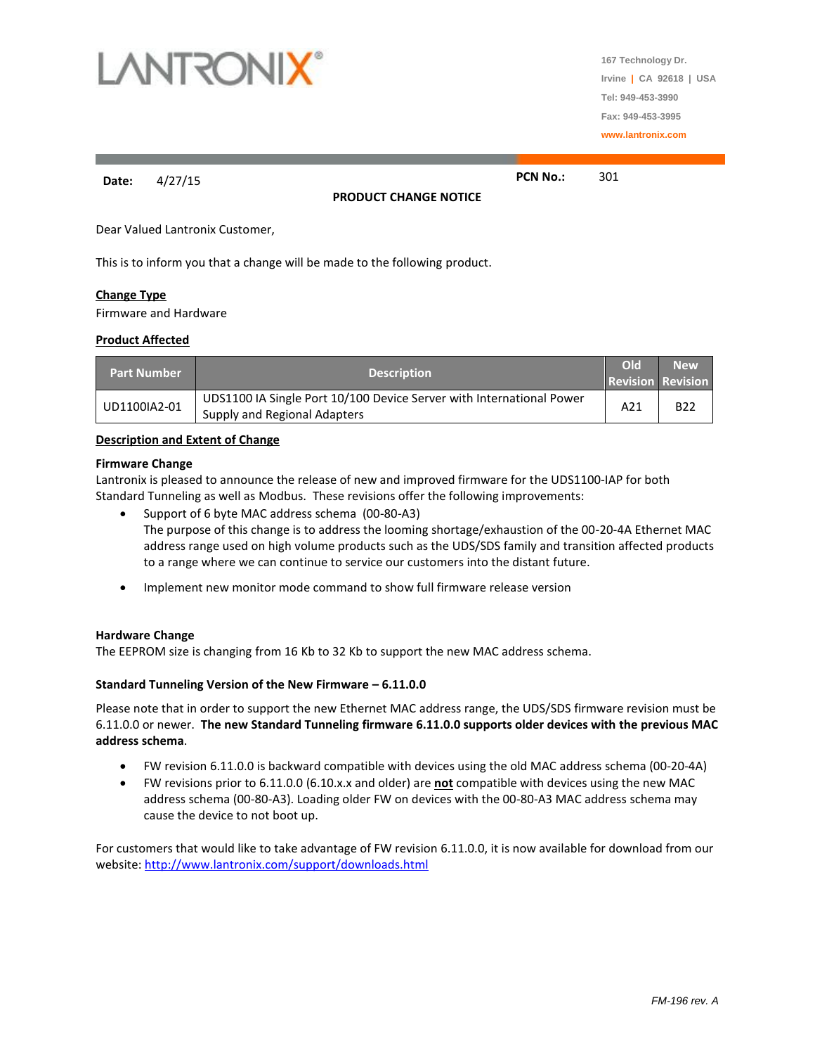LANTRONIX®

167 Technology Dr.
Irvine | CA 92618 | USA
Tel: 949-453-3990
Fax: 949-453-3995
www.lantronix.com

**Date:** 4/27/15 **PCN No.:** 301

**PRODUCT CHANGE NOTICE**

Dear Valued Lantronix Customer,

This is to inform you that a change will be made to the following product.

**Change Type**

Firmware and Hardware

**Product Affected**

| Part Number | Description | Old Revision | New Revision |
|---|---|---|---|
| UD1100IA2-01 | UDS1100 IA Single Port 10/100 Device Server with International Power Supply and Regional Adapters | A21 | B22 |

**Description and Extent of Change**

**Firmware Change**

Lantronix is pleased to announce the release of new and improved firmware for the UDS1100-IAP for both Standard Tunneling as well as Modbus. These revisions offer the following improvements:

- Support of 6 byte MAC address schema (00-80-A3)
  The purpose of this change is to address the looming shortage/exhaustion of the 00-20-4A Ethernet MAC address range used on high volume products such as the UDS/SDS family and transition affected products to a range where we can continue to service our customers into the distant future.
- Implement new monitor mode command to show full firmware release version

**Hardware Change**

The EEPROM size is changing from 16 Kb to 32 Kb to support the new MAC address schema.

**Standard Tunneling Version of the New Firmware – 6.11.0.0**

Please note that in order to support the new Ethernet MAC address range, the UDS/SDS firmware revision must be 6.11.0.0 or newer. **The new Standard Tunneling firmware 6.11.0.0 supports older devices with the previous MAC address schema**.

- FW revision 6.11.0.0 is backward compatible with devices using the old MAC address schema (00-20-4A)
- FW revisions prior to 6.11.0.0 (6.10.x.x and older) are **not** compatible with devices using the new MAC address schema (00-80-A3). Loading older FW on devices with the 00-80-A3 MAC address schema may cause the device to not boot up.

For customers that would like to take advantage of FW revision 6.11.0.0, it is now available for download from our website: http://www.lantronix.com/support/downloads.html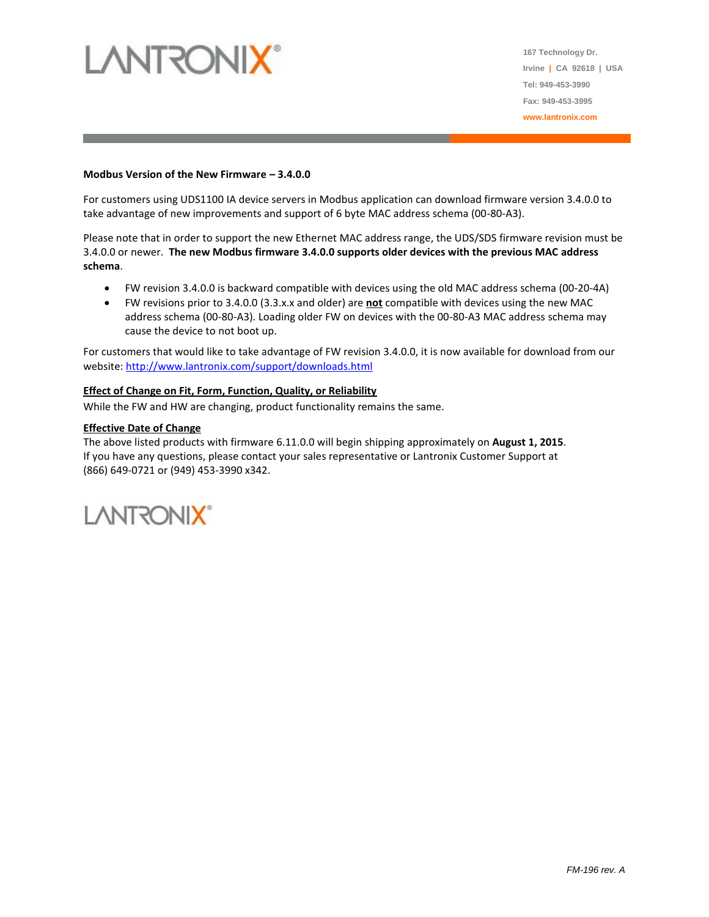**Modbus Version of the New Firmware – 3.4.0.0**

For customers using UDS1100 IA device servers in Modbus application can download firmware version 3.4.0.0 to take advantage of new improvements and support of 6 byte MAC address schema (00-80-A3).

Please note that in order to support the new Ethernet MAC address range, the UDS/SDS firmware revision must be 3.4.0.0 or newer. **The new Modbus firmware 3.4.0.0 supports older devices with the previous MAC address schema**.

- FW revision 3.4.0.0 is backward compatible with devices using the old MAC address schema (00-20-4A)
- FW revisions prior to 3.4.0.0 (3.3.x.x and older) are **not** compatible with devices using the new MAC address schema (00-80-A3). Loading older FW on devices with the 00-80-A3 MAC address schema may cause the device to not boot up.

For customers that would like to take advantage of FW revision 3.4.0.0, it is now available for download from our website: http://www.lantronix.com/support/downloads.html

**Effect of Change on Fit, Form, Function, Quality, or Reliability**

While the FW and HW are changing, product functionality remains the same.

**Effective Date of Change**

The above listed products with firmware 6.11.0.0 will begin shipping approximately on **August 1, 2015**.
If you have any questions, please contact your sales representative or Lantronix Customer Support at (866) 649-0721 or (949) 453-3990 x342.

LANTRONIX®